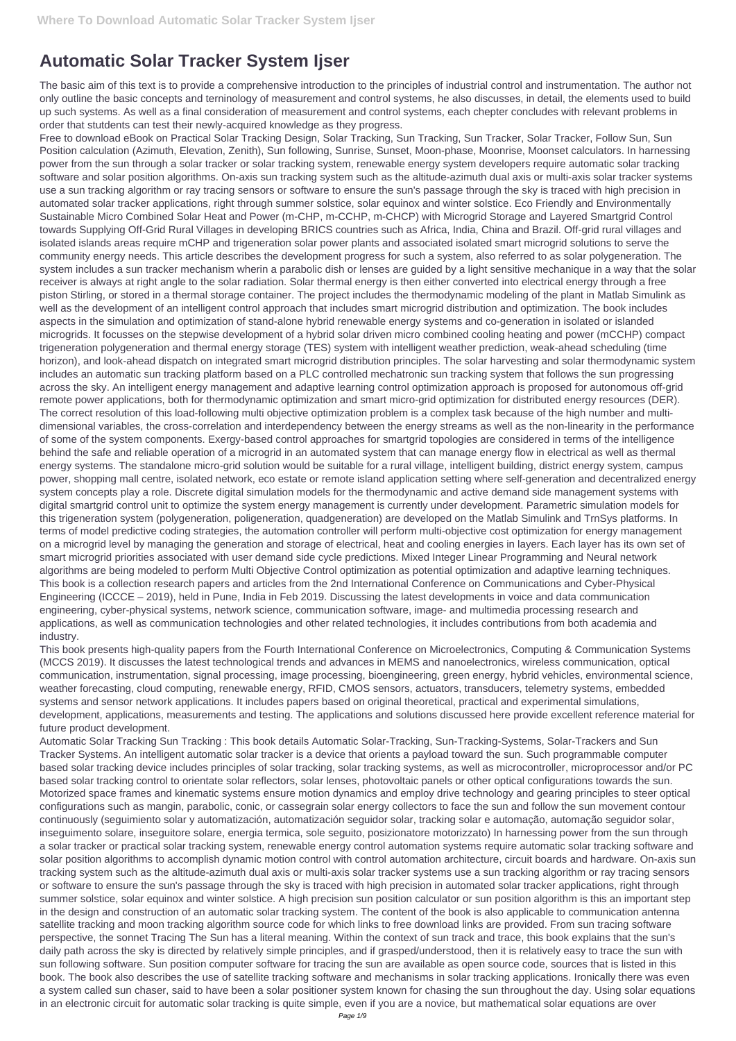# Automatic Solar Tracker System Ijser

The basic aim of this text is to provide a comprehensive introduction to the principles of industrial control and instrumentation. The author not only outline the basic concepts and terminology of measurement and control systems, he also discusses, in detail, the elements used to build up such systems. As well as a final consideration of measurement and control systems, each chepter concludes with relevant problems in order that stutdents can test their newly-acquired knowledge as they progress.

Free to download eBook on Practical Solar Tracking Design, Solar Tracking, Sun Tracking, Sun Tracker, Solar Tracker, Follow Sun, Sun Position calculation (Azimuth, Elevation, Zenith), Sun following, Sunrise, Sunset, Moon-phase, Moonrise, Moonset calculators. In harnessing power from the sun through a solar tracker or solar tracking system, renewable energy system developers require automatic solar tracking software and solar position algorithms. On-axis sun tracking system such as the altitude-azimuth dual axis or multi-axis solar tracker systems use a sun tracking algorithm or ray tracing sensors or software to ensure the sun's passage through the sky is traced with high precision in automated solar tracker applications, right through summer solstice, solar equinox and winter solstice. Eco Friendly and Environmentally Sustainable Micro Combined Solar Heat and Power (m-CHP, m-CCHP, m-CHCP) with Microgrid Storage and Layered Smartgrid Control towards Supplying Off-Grid Rural Villages in developing BRICS countries such as Africa, India, China and Brazil. Off-grid rural villages and isolated islands areas require mCHP and trigeneration solar power plants and associated isolated smart microgrid solutions to serve the community energy needs. This article describes the development progress for such a system, also referred to as solar polygeneration. The system includes a sun tracker mechanism wherin a parabolic dish or lenses are guided by a light sensitive mechanique in a way that the solar receiver is always at right angle to the solar radiation. Solar thermal energy is then either converted into electrical energy through a free piston Stirling, or stored in a thermal storage container. The project includes the thermodynamic modeling of the plant in Matlab Simulink as well as the development of an intelligent control approach that includes smart microgrid distribution and optimization. The book includes aspects in the simulation and optimization of stand-alone hybrid renewable energy systems and co-generation in isolated or islanded microgrids. It focusses on the stepwise development of a hybrid solar driven micro combined cooling heating and power (mCCHP) compact trigeneration polygeneration and thermal energy storage (TES) system with intelligent weather prediction, weak-ahead scheduling (time horizon), and look-ahead dispatch on integrated smart microgrid distribution principles. The solar harvesting and solar thermodynamic system includes an automatic sun tracking platform based on a PLC controlled mechatronic sun tracking system that follows the sun progressing across the sky. An intelligent energy management and adaptive learning control optimization approach is proposed for autonomous off-grid remote power applications, both for thermodynamic optimization and smart micro-grid optimization for distributed energy resources (DER). The correct resolution of this load-following multi objective optimization problem is a complex task because of the high number and multi-dimensional variables, the cross-correlation and interdependency between the energy streams as well as the non-linearity in the performance of some of the system components. Exergy-based control approaches for smartgrid topologies are considered in terms of the intelligence behind the safe and reliable operation of a microgrid in an automated system that can manage energy flow in electrical as well as thermal energy systems. The standalone micro-grid solution would be suitable for a rural village, intelligent building, district energy system, campus power, shopping mall centre, isolated network, eco estate or remote island application setting where self-generation and decentralized energy system concepts play a role. Discrete digital simulation models for the thermodynamic and active demand side management systems with digital smartgrid control unit to optimize the system energy management is currently under development. Parametric simulation models for this trigeneration system (polygeneration, poligeneration, quadgeneration) are developed on the Matlab Simulink and TrnSys platforms. In terms of model predictive coding strategies, the automation controller will perform multi-objective cost optimization for energy management on a microgrid level by managing the generation and storage of electrical, heat and cooling energies in layers. Each layer has its own set of smart microgrid priorities associated with user demand side cycle predictions. Mixed Integer Linear Programming and Neural network algorithms are being modeled to perform Multi Objective Control optimization as potential optimization and adaptive learning techniques.

This book is a collection research papers and articles from the 2nd International Conference on Communications and Cyber-Physical Engineering (ICCCE – 2019), held in Pune, India in Feb 2019. Discussing the latest developments in voice and data communication engineering, cyber-physical systems, network science, communication software, image- and multimedia processing research and applications, as well as communication technologies and other related technologies, it includes contributions from both academia and industry.

This book presents high-quality papers from the Fourth International Conference on Microelectronics, Computing & Communication Systems (MCCS 2019). It discusses the latest technological trends and advances in MEMS and nanoelectronics, wireless communication, optical communication, instrumentation, signal processing, image processing, bioengineering, green energy, hybrid vehicles, environmental science, weather forecasting, cloud computing, renewable energy, RFID, CMOS sensors, actuators, transducers, telemetry systems, embedded systems and sensor network applications. It includes papers based on original theoretical, practical and experimental simulations, development, applications, measurements and testing. The applications and solutions discussed here provide excellent reference material for future product development.

Automatic Solar Tracking Sun Tracking : This book details Automatic Solar-Tracking, Sun-Tracking-Systems, Solar-Trackers and Sun Tracker Systems. An intelligent automatic solar tracker is a device that orients a payload toward the sun. Such programmable computer based solar tracking device includes principles of solar tracking, solar tracking systems, as well as microcontroller, microprocessor and/or PC based solar tracking control to orientate solar reflectors, solar lenses, photovoltaic panels or other optical configurations towards the sun. Motorized space frames and kinematic systems ensure motion dynamics and employ drive technology and gearing principles to steer optical configurations such as mangin, parabolic, conic, or cassegrain solar energy collectors to face the sun and follow the sun movement contour continuously (seguimiento solar y automatización, automatización seguidor solar, tracking solar e automação, automação seguidor solar, inseguimento solare, inseguitore solare, energia termica, sole seguito, posizionatore motorizzato) In harnessing power from the sun through a solar tracker or practical solar tracking system, renewable energy control automation systems require automatic solar tracking software and solar position algorithms to accomplish dynamic motion control with control automation architecture, circuit boards and hardware. On-axis sun tracking system such as the altitude-azimuth dual axis or multi-axis solar tracker systems use a sun tracking algorithm or ray tracing sensors or software to ensure the sun's passage through the sky is traced with high precision in automated solar tracker applications, right through summer solstice, solar equinox and winter solstice. A high precision sun position calculator or sun position algorithm is this an important step in the design and construction of an automatic solar tracking system. The content of the book is also applicable to communication antenna satellite tracking and moon tracking algorithm source code for which links to free download links are provided. From sun tracing software perspective, the sonnet Tracing The Sun has a literal meaning. Within the context of sun track and trace, this book explains that the sun's daily path across the sky is directed by relatively simple principles, and if grasped/understood, then it is relatively easy to trace the sun with sun following software. Sun position computer software for tracing the sun are available as open source code, sources that is listed in this book. The book also describes the use of satellite tracking software and mechanisms in solar tracking applications. Ironically there was even a system called sun chaser, said to have been a solar positioner system known for chasing the sun throughout the day. Using solar equations in an electronic circuit for automatic solar tracking is quite simple, even if you are a novice, but mathematical solar equations are over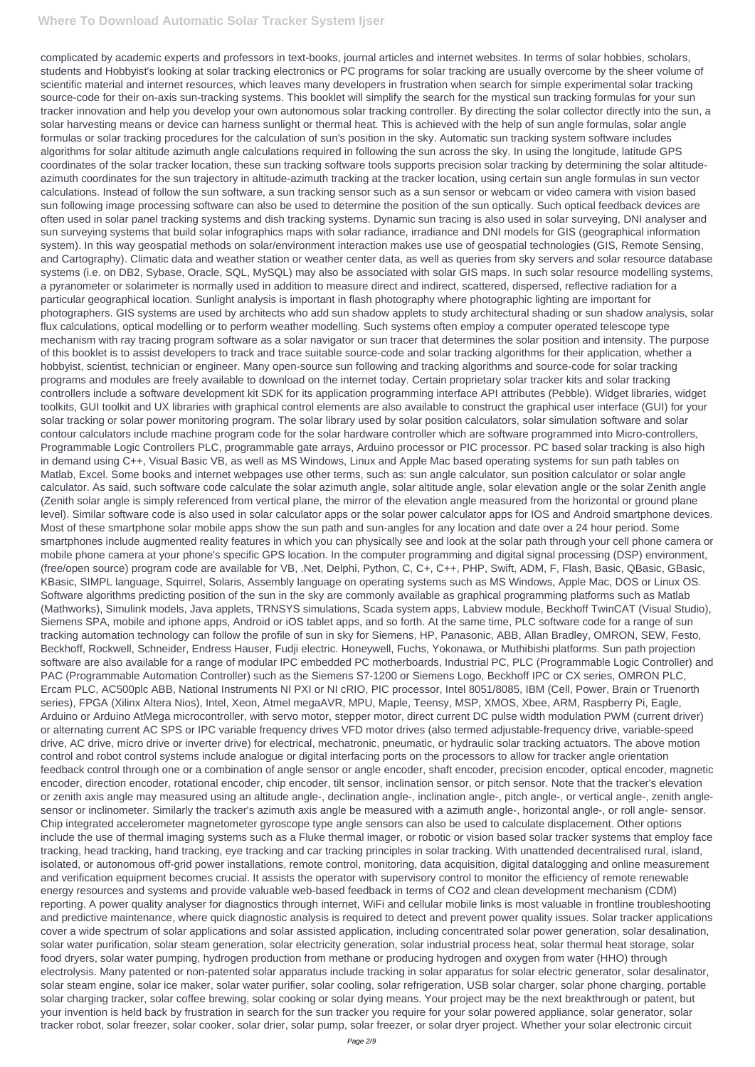complicated by academic experts and professors in text-books, journal articles and internet websites. In terms of solar hobbies, scholars, students and Hobbyist's looking at solar tracking electronics or PC programs for solar tracking are usually overcome by the sheer volume of scientific material and internet resources, which leaves many developers in frustration when search for simple experimental solar tracking source-code for their on-axis sun-tracking systems. This booklet will simplify the search for the mystical sun tracking formulas for your sun tracker innovation and help you develop your own autonomous solar tracking controller. By directing the solar collector directly into the sun, a solar harvesting means or device can harness sunlight or thermal heat. This is achieved with the help of sun angle formulas, solar angle formulas or solar tracking procedures for the calculation of sun's position in the sky. Automatic sun tracking system software includes algorithms for solar altitude azimuth angle calculations required in following the sun across the sky. In using the longitude, latitude GPS coordinates of the solar tracker location, these sun tracking software tools supports precision solar tracking by determining the solar altitude-azimuth coordinates for the sun trajectory in altitude-azimuth tracking at the tracker location, using certain sun angle formulas in sun vector calculations. Instead of follow the sun software, a sun tracking sensor such as a sun sensor or webcam or video camera with vision based sun following image processing software can also be used to determine the position of the sun optically. Such optical feedback devices are often used in solar panel tracking systems and dish tracking systems. Dynamic sun tracing is also used in solar surveying, DNI analyser and sun surveying systems that build solar infographics maps with solar radiance, irradiance and DNI models for GIS (geographical information system). In this way geospatial methods on solar/environment interaction makes use use of geospatial technologies (GIS, Remote Sensing, and Cartography). Climatic data and weather station or weather center data, as well as queries from sky servers and solar resource database systems (i.e. on DB2, Sybase, Oracle, SQL, MySQL) may also be associated with solar GIS maps. In such solar resource modelling systems, a pyranometer or solarimeter is normally used in addition to measure direct and indirect, scattered, dispersed, reflective radiation for a particular geographical location. Sunlight analysis is important in flash photography where photographic lighting are important for photographers. GIS systems are used by architects who add sun shadow applets to study architectural shading or sun shadow analysis, solar flux calculations, optical modelling or to perform weather modelling. Such systems often employ a computer operated telescope type mechanism with ray tracing program software as a solar navigator or sun tracer that determines the solar position and intensity. The purpose of this booklet is to assist developers to track and trace suitable source-code and solar tracking algorithms for their application, whether a hobbyist, scientist, technician or engineer. Many open-source sun following and tracking algorithms and source-code for solar tracking programs and modules are freely available to download on the internet today. Certain proprietary solar tracker kits and solar tracking controllers include a software development kit SDK for its application programming interface API attributes (Pebble). Widget libraries, widget toolkits, GUI toolkit and UX libraries with graphical control elements are also available to construct the graphical user interface (GUI) for your solar tracking or solar power monitoring program. The solar library used by solar position calculators, solar simulation software and solar contour calculators include machine program code for the solar hardware controller which are software programmed into Micro-controllers, Programmable Logic Controllers PLC, programmable gate arrays, Arduino processor or PIC processor. PC based solar tracking is also high in demand using C++, Visual Basic VB, as well as MS Windows, Linux and Apple Mac based operating systems for sun path tables on Matlab, Excel. Some books and internet webpages use other terms, such as: sun angle calculator, sun position calculator or solar angle calculator. As said, such software code calculate the solar azimuth angle, solar altitude angle, solar elevation angle or the solar Zenith angle (Zenith solar angle is simply referenced from vertical plane, the mirror of the elevation angle measured from the horizontal or ground plane level). Similar software code is also used in solar calculator apps or the solar power calculator apps for IOS and Android smartphone devices. Most of these smartphone solar mobile apps show the sun path and sun-angles for any location and date over a 24 hour period. Some smartphones include augmented reality features in which you can physically see and look at the solar path through your cell phone camera or mobile phone camera at your phone's specific GPS location. In the computer programming and digital signal processing (DSP) environment, (free/open source) program code are available for VB, .Net, Delphi, Python, C, C+, C++, PHP, Swift, ADM, F, Flash, Basic, QBasic, GBasic, KBasic, SIMPL language, Squirrel, Solaris, Assembly language on operating systems such as MS Windows, Apple Mac, DOS or Linux OS. Software algorithms predicting position of the sun in the sky are commonly available as graphical programming platforms such as Matlab (Mathworks), Simulink models, Java applets, TRNSYS simulations, Scada system apps, Labview module, Beckhoff TwinCAT (Visual Studio), Siemens SPA, mobile and iphone apps, Android or iOS tablet apps, and so forth. At the same time, PLC software code for a range of sun tracking automation technology can follow the profile of sun in sky for Siemens, HP, Panasonic, ABB, Allan Bradley, OMRON, SEW, Festo, Beckhoff, Rockwell, Schneider, Endress Hauser, Fudji electric. Honeywell, Fuchs, Yokonawa, or Muthibishi platforms. Sun path projection software are also available for a range of modular IPC embedded PC motherboards, Industrial PC, PLC (Programmable Logic Controller) and PAC (Programmable Automation Controller) such as the Siemens S7-1200 or Siemens Logo, Beckhoff IPC or CX series, OMRON PLC, Ercam PLC, AC500plc ABB, National Instruments NI PXI or NI cRIO, PIC processor, Intel 8051/8085, IBM (Cell, Power, Brain or Truenorth series), FPGA (Xilinx Altera Nios), Intel, Xeon, Atmel megaAVR, MPU, Maple, Teensy, MSP, XMOS, Xbee, ARM, Raspberry Pi, Eagle, Arduino or Arduino AtMega microcontroller, with servo motor, stepper motor, direct current DC pulse width modulation PWM (current driver) or alternating current AC SPS or IPC variable frequency drives VFD motor drives (also termed adjustable-frequency drive, variable-speed drive, AC drive, micro drive or inverter drive) for electrical, mechatronic, pneumatic, or hydraulic solar tracking actuators. The above motion control and robot control systems include analogue or digital interfacing ports on the processors to allow for tracker angle orientation feedback control through one or a combination of angle sensor or angle encoder, shaft encoder, precision encoder, optical encoder, magnetic encoder, direction encoder, rotational encoder, chip encoder, tilt sensor, inclination sensor, or pitch sensor. Note that the tracker's elevation or zenith axis angle may measured using an altitude angle-, declination angle-, inclination angle-, pitch angle-, or vertical angle-, zenith angle-sensor or inclinometer. Similarly the tracker's azimuth axis angle be measured with a azimuth angle-, horizontal angle-, or roll angle- sensor. Chip integrated accelerometer magnetometer gyroscope type angle sensors can also be used to calculate displacement. Other options include the use of thermal imaging systems such as a Fluke thermal imager, or robotic or vision based solar tracker systems that employ face tracking, head tracking, hand tracking, eye tracking and car tracking principles in solar tracking. With unattended decentralised rural, island, isolated, or autonomous off-grid power installations, remote control, monitoring, data acquisition, digital datalogging and online measurement and verification equipment becomes crucial. It assists the operator with supervisory control to monitor the efficiency of remote renewable energy resources and systems and provide valuable web-based feedback in terms of CO2 and clean development mechanism (CDM) reporting. A power quality analyser for diagnostics through internet, WiFi and cellular mobile links is most valuable in frontline troubleshooting and predictive maintenance, where quick diagnostic analysis is required to detect and prevent power quality issues. Solar tracker applications cover a wide spectrum of solar applications and solar assisted application, including concentrated solar power generation, solar desalination, solar water purification, solar steam generation, solar electricity generation, solar industrial process heat, solar thermal heat storage, solar food dryers, solar water pumping, hydrogen production from methane or producing hydrogen and oxygen from water (HHO) through electrolysis. Many patented or non-patented solar apparatus include tracking in solar apparatus for solar electric generator, solar desalinator, solar steam engine, solar ice maker, solar water purifier, solar cooling, solar refrigeration, USB solar charger, solar phone charging, portable solar charging tracker, solar coffee brewing, solar cooking or solar dying means. Your project may be the next breakthrough or patent, but your invention is held back by frustration in search for the sun tracker you require for your solar powered appliance, solar generator, solar tracker robot, solar freezer, solar cooker, solar drier, solar pump, solar freezer, or solar dryer project. Whether your solar electronic circuit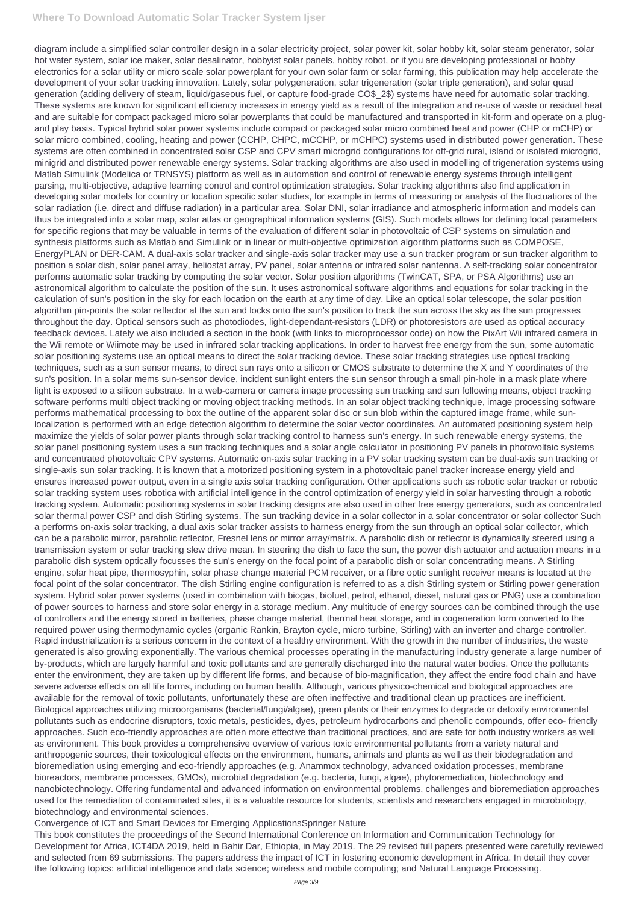diagram include a simplified solar controller design in a solar electricity project, solar power kit, solar hobby kit, solar steam generator, solar hot water system, solar ice maker, solar desalinator, hobbyist solar panels, hobby robot, or if you are developing professional or hobby electronics for a solar utility or micro scale solar powerplant for your own solar farm or solar farming, this publication may help accelerate the development of your solar tracking innovation. Lately, solar polygeneration, solar trigeneration (solar triple generation), and solar quad generation (adding delivery of steam, liquid/gaseous fuel, or capture food-grade $CO_2$) systems have need for automatic solar tracking. These systems are known for significant efficiency increases in energy yield as a result of the integration and re-use of waste or residual heat and are suitable for compact packaged micro solar powerplants that could be manufactured and transported in kit-form and operate on a plug-and play basis. Typical hybrid solar power systems include compact or packaged solar micro combined heat and power (CHP or mCHP) or solar micro combined, cooling, heating and power (CCHP, CHPC, mCCHP, or mCHPC) systems used in distributed power generation. These systems are often combined in concentrated solar CSP and CPV smart microgrid configurations for off-grid rural, island or isolated microgrid, minigrid and distributed power renewable energy systems. Solar tracking algorithms are also used in modelling of trigeneration systems using Matlab Simulink (Modelica or TRNSYS) platform as well as in automation and control of renewable energy systems through intelligent parsing, multi-objective, adaptive learning control and control optimization strategies. Solar tracking algorithms also find application in developing solar models for country or location specific solar studies, for example in terms of measuring or analysis of the fluctuations of the solar radiation (i.e. direct and diffuse radiation) in a particular area. Solar DNI, solar irradiance and atmospheric information and models can thus be integrated into a solar map, solar atlas or geographical information systems (GIS). Such models allows for defining local parameters for specific regions that may be valuable in terms of the evaluation of different solar in photovoltaic of CSP systems on simulation and synthesis platforms such as Matlab and Simulink or in linear or multi-objective optimization algorithm platforms such as COMPOSE, EnergyPLAN or DER-CAM. A dual-axis solar tracker and single-axis solar tracker may use a sun tracker program or sun tracker algorithm to position a solar dish, solar panel array, heliostat array, PV panel, solar antenna or infrared solar nantenna. A self-tracking solar concentrator performs automatic solar tracking by computing the solar vector. Solar position algorithms (TwinCAT, SPA, or PSA Algorithms) use an astronomical algorithm to calculate the position of the sun. It uses astronomical software algorithms and equations for solar tracking in the calculation of sun's position in the sky for each location on the earth at any time of day. Like an optical solar telescope, the solar position algorithm pin-points the solar reflector at the sun and locks onto the sun's position to track the sun across the sky as the sun progresses throughout the day. Optical sensors such as photodiodes, light-dependant-resistors (LDR) or photoresistors are used as optical accuracy feedback devices. Lately we also included a section in the book (with links to microprocessor code) on how the PixArt Wii infrared camera in the Wii remote or Wiimote may be used in infrared solar tracking applications. In order to harvest free energy from the sun, some automatic solar positioning systems use an optical means to direct the solar tracking device. These solar tracking strategies use optical tracking techniques, such as a sun sensor means, to direct sun rays onto a silicon or CMOS substrate to determine the X and Y coordinates of the sun's position. In a solar mems sun-sensor device, incident sunlight enters the sun sensor through a small pin-hole in a mask plate where light is exposed to a silicon substrate. In a web-camera or camera image processing sun tracking and sun following means, object tracking software performs multi object tracking or moving object tracking methods. In an solar object tracking technique, image processing software performs mathematical processing to box the outline of the apparent solar disc or sun blob within the captured image frame, while sun-localization is performed with an edge detection algorithm to determine the solar vector coordinates. An automated positioning system help maximize the yields of solar power plants through solar tracking control to harness sun's energy. In such renewable energy systems, the solar panel positioning system uses a sun tracking techniques and a solar angle calculator in positioning PV panels in photovoltaic systems and concentrated photovoltaic CPV systems. Automatic on-axis solar tracking in a PV solar tracking system can be dual-axis sun tracking or single-axis sun solar tracking. It is known that a motorized positioning system in a photovoltaic panel tracker increase energy yield and ensures increased power output, even in a single axis solar tracking configuration. Other applications such as robotic solar tracker or robotic solar tracking system uses robotica with artificial intelligence in the control optimization of energy yield in solar harvesting through a robotic tracking system. Automatic positioning systems in solar tracking designs are also used in other free energy generators, such as concentrated solar thermal power CSP and dish Stirling systems. The sun tracking device in a solar collector in a solar concentrator or solar collector Such a performs on-axis solar tracking, a dual axis solar tracker assists to harness energy from the sun through an optical solar collector, which can be a parabolic mirror, parabolic reflector, Fresnel lens or mirror array/matrix. A parabolic dish or reflector is dynamically steered using a transmission system or solar tracking slew drive mean. In steering the dish to face the sun, the power dish actuator and actuation means in a parabolic dish system optically focusses the sun's energy on the focal point of a parabolic dish or solar concentrating means. A Stirling engine, solar heat pipe, thermosyphin, solar phase change material PCM receiver, or a fibre optic sunlight receiver means is located at the focal point of the solar concentrator. The dish Stirling engine configuration is referred to as a dish Stirling system or Stirling power generation system. Hybrid solar power systems (used in combination with biogas, biofuel, petrol, ethanol, diesel, natural gas or PNG) use a combination of power sources to harness and store solar energy in a storage medium. Any multitude of energy sources can be combined through the use of controllers and the energy stored in batteries, phase change material, thermal heat storage, and in cogeneration form converted to the required power using thermodynamic cycles (organic Rankin, Brayton cycle, micro turbine, Stirling) with an inverter and charge controller.

Rapid industrialization is a serious concern in the context of a healthy environment. With the growth in the number of industries, the waste generated is also growing exponentially. The various chemical processes operating in the manufacturing industry generate a large number of by-products, which are largely harmful and toxic pollutants and are generally discharged into the natural water bodies. Once the pollutants enter the environment, they are taken up by different life forms, and because of bio-magnification, they affect the entire food chain and have severe adverse effects on all life forms, including on human health. Although, various physico-chemical and biological approaches are available for the removal of toxic pollutants, unfortunately these are often ineffective and traditional clean up practices are inefficient. Biological approaches utilizing microorganisms (bacterial/fungi/algae), green plants or their enzymes to degrade or detoxify environmental pollutants such as endocrine disruptors, toxic metals, pesticides, dyes, petroleum hydrocarbons and phenolic compounds, offer eco- friendly approaches. Such eco-friendly approaches are often more effective than traditional practices, and are safe for both industry workers as well as environment. This book provides a comprehensive overview of various toxic environmental pollutants from a variety natural and anthropogenic sources, their toxicological effects on the environment, humans, animals and plants as well as their biodegradation and bioremediation using emerging and eco-friendly approaches (e.g. Anammox technology, advanced oxidation processes, membrane bioreactors, membrane processes, GMOs), microbial degradation (e.g. bacteria, fungi, algae), phytoremediation, biotechnology and nanobiotechnology. Offering fundamental and advanced information on environmental problems, challenges and bioremediation approaches used for the remediation of contaminated sites, it is a valuable resource for students, scientists and researchers engaged in microbiology, biotechnology and environmental sciences.

Convergence of ICT and Smart Devices for Emerging ApplicationsSpringer Nature

This book constitutes the proceedings of the Second International Conference on Information and Communication Technology for Development for Africa, ICT4DA 2019, held in Bahir Dar, Ethiopia, in May 2019. The 29 revised full papers presented were carefully reviewed and selected from 69 submissions. The papers address the impact of ICT in fostering economic development in Africa. In detail they cover the following topics: artificial intelligence and data science; wireless and mobile computing; and Natural Language Processing.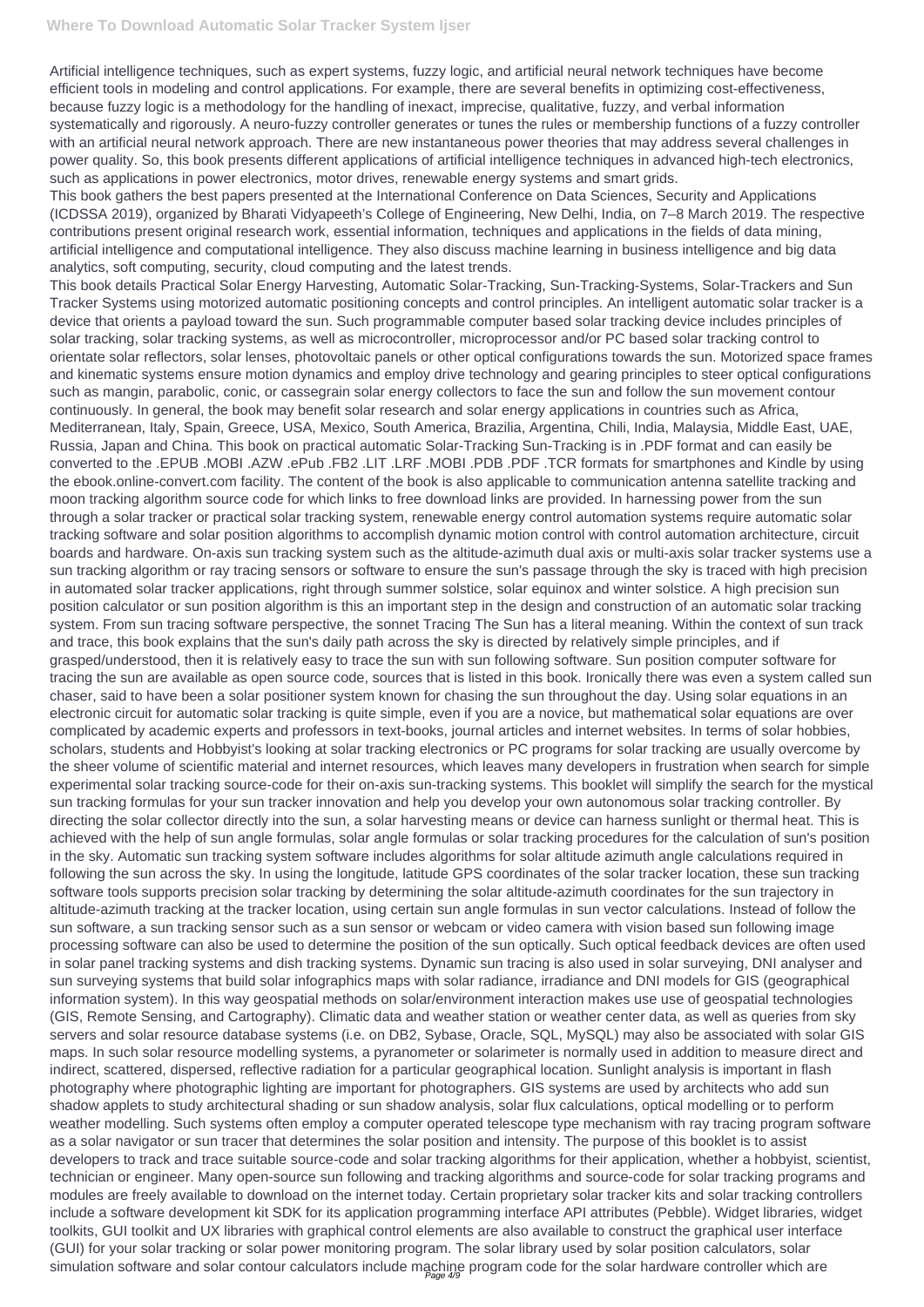Artificial intelligence techniques, such as expert systems, fuzzy logic, and artificial neural network techniques have become efficient tools in modeling and control applications. For example, there are several benefits in optimizing cost-effectiveness, because fuzzy logic is a methodology for the handling of inexact, imprecise, qualitative, fuzzy, and verbal information systematically and rigorously. A neuro-fuzzy controller generates or tunes the rules or membership functions of a fuzzy controller with an artificial neural network approach. There are new instantaneous power theories that may address several challenges in power quality. So, this book presents different applications of artificial intelligence techniques in advanced high-tech electronics, such as applications in power electronics, motor drives, renewable energy systems and smart grids.

This book gathers the best papers presented at the International Conference on Data Sciences, Security and Applications (ICDSSA 2019), organized by Bharati Vidyapeeth's College of Engineering, New Delhi, India, on 7–8 March 2019. The respective contributions present original research work, essential information, techniques and applications in the fields of data mining, artificial intelligence and computational intelligence. They also discuss machine learning in business intelligence and big data analytics, soft computing, security, cloud computing and the latest trends.

This book details Practical Solar Energy Harvesting, Automatic Solar-Tracking, Sun-Tracking-Systems, Solar-Trackers and Sun Tracker Systems using motorized automatic positioning concepts and control principles. An intelligent automatic solar tracker is a device that orients a payload toward the sun. Such programmable computer based solar tracking device includes principles of solar tracking, solar tracking systems, as well as microcontroller, microprocessor and/or PC based solar tracking control to orientate solar reflectors, solar lenses, photovoltaic panels or other optical configurations towards the sun. Motorized space frames and kinematic systems ensure motion dynamics and employ drive technology and gearing principles to steer optical configurations such as mangin, parabolic, conic, or cassegrain solar energy collectors to face the sun and follow the sun movement contour continuously. In general, the book may benefit solar research and solar energy applications in countries such as Africa, Mediterranean, Italy, Spain, Greece, USA, Mexico, South America, Brazilia, Argentina, Chili, India, Malaysia, Middle East, UAE, Russia, Japan and China. This book on practical automatic Solar-Tracking Sun-Tracking is in .PDF format and can easily be converted to the .EPUB .MOBI .AZW .ePub .FB2 .LIT .LRF .MOBI .PDB .PDF .TCR formats for smartphones and Kindle by using the ebook.online-convert.com facility. The content of the book is also applicable to communication antenna satellite tracking and moon tracking algorithm source code for which links to free download links are provided. In harnessing power from the sun through a solar tracker or practical solar tracking system, renewable energy control automation systems require automatic solar tracking software and solar position algorithms to accomplish dynamic motion control with control automation architecture, circuit boards and hardware. On-axis sun tracking system such as the altitude-azimuth dual axis or multi-axis solar tracker systems use a sun tracking algorithm or ray tracing sensors or software to ensure the sun's passage through the sky is traced with high precision in automated solar tracker applications, right through summer solstice, solar equinox and winter solstice. A high precision sun position calculator or sun position algorithm is this an important step in the design and construction of an automatic solar tracking system. From sun tracing software perspective, the sonnet Tracing The Sun has a literal meaning. Within the context of sun track and trace, this book explains that the sun's daily path across the sky is directed by relatively simple principles, and if grasped/understood, then it is relatively easy to trace the sun with sun following software. Sun position computer software for tracing the sun are available as open source code, sources that is listed in this book. Ironically there was even a system called sun chaser, said to have been a solar positioner system known for chasing the sun throughout the day. Using solar equations in an electronic circuit for automatic solar tracking is quite simple, even if you are a novice, but mathematical solar equations are over complicated by academic experts and professors in text-books, journal articles and internet websites. In terms of solar hobbies, scholars, students and Hobbyist's looking at solar tracking electronics or PC programs for solar tracking are usually overcome by the sheer volume of scientific material and internet resources, which leaves many developers in frustration when search for simple experimental solar tracking source-code for their on-axis sun-tracking systems. This booklet will simplify the search for the mystical sun tracking formulas for your sun tracker innovation and help you develop your own autonomous solar tracking controller. By directing the solar collector directly into the sun, a solar harvesting means or device can harness sunlight or thermal heat. This is achieved with the help of sun angle formulas, solar angle formulas or solar tracking procedures for the calculation of sun's position in the sky. Automatic sun tracking system software includes algorithms for solar altitude azimuth angle calculations required in following the sun across the sky. In using the longitude, latitude GPS coordinates of the solar tracker location, these sun tracking software tools supports precision solar tracking by determining the solar altitude-azimuth coordinates for the sun trajectory in altitude-azimuth tracking at the tracker location, using certain sun angle formulas in sun vector calculations. Instead of follow the sun software, a sun tracking sensor such as a sun sensor or webcam or video camera with vision based sun following image processing software can also be used to determine the position of the sun optically. Such optical feedback devices are often used in solar panel tracking systems and dish tracking systems. Dynamic sun tracing is also used in solar surveying, DNI analyser and sun surveying systems that build solar infographics maps with solar radiance, irradiance and DNI models for GIS (geographical information system). In this way geospatial methods on solar/environment interaction makes use use of geospatial technologies (GIS, Remote Sensing, and Cartography). Climatic data and weather station or weather center data, as well as queries from sky servers and solar resource database systems (i.e. on DB2, Sybase, Oracle, SQL, MySQL) may also be associated with solar GIS maps. In such solar resource modelling systems, a pyranometer or solarimeter is normally used in addition to measure direct and indirect, scattered, dispersed, reflective radiation for a particular geographical location. Sunlight analysis is important in flash photography where photographic lighting are important for photographers. GIS systems are used by architects who add sun shadow applets to study architectural shading or sun shadow analysis, solar flux calculations, optical modelling or to perform weather modelling. Such systems often employ a computer operated telescope type mechanism with ray tracing program software as a solar navigator or sun tracer that determines the solar position and intensity. The purpose of this booklet is to assist developers to track and trace suitable source-code and solar tracking algorithms for their application, whether a hobbyist, scientist, technician or engineer. Many open-source sun following and tracking algorithms and source-code for solar tracking programs and modules are freely available to download on the internet today. Certain proprietary solar tracker kits and solar tracking controllers include a software development kit SDK for its application programming interface API attributes (Pebble). Widget libraries, widget toolkits, GUI toolkit and UX libraries with graphical control elements are also available to construct the graphical user interface (GUI) for your solar tracking or solar power monitoring program. The solar library used by solar position calculators, solar simulation software and solar contour calculators include machine program code for the solar hardware controller which are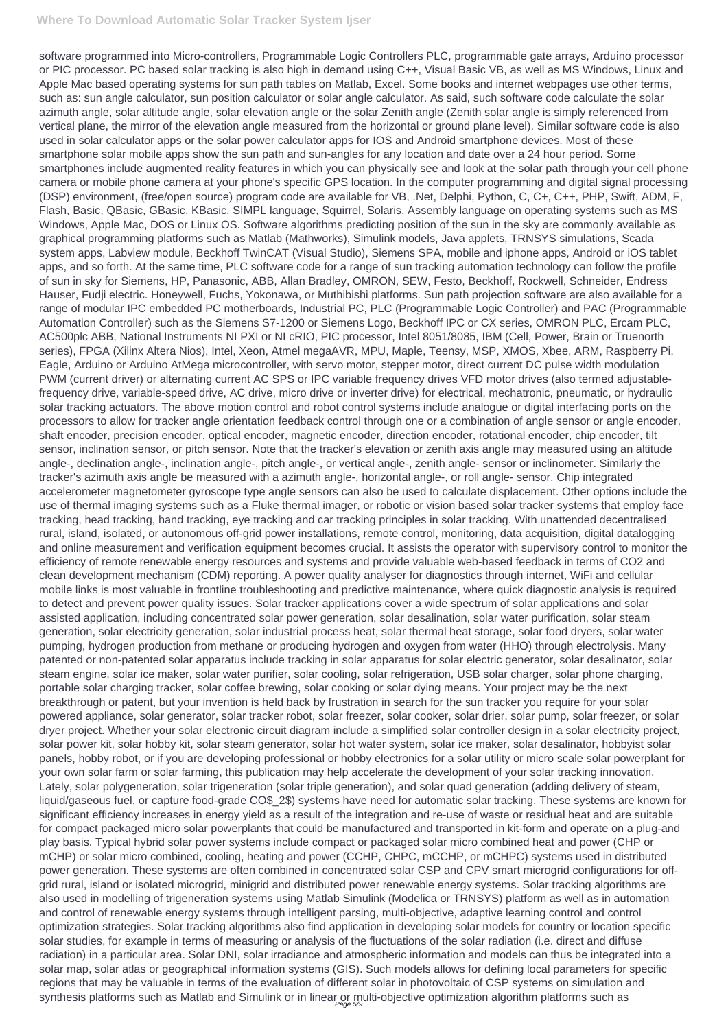software programmed into Micro-controllers, Programmable Logic Controllers PLC, programmable gate arrays, Arduino processor or PIC processor. PC based solar tracking is also high in demand using C++, Visual Basic VB, as well as MS Windows, Linux and Apple Mac based operating systems for sun path tables on Matlab, Excel. Some books and internet webpages use other terms, such as: sun angle calculator, sun position calculator or solar angle calculator. As said, such software code calculate the solar azimuth angle, solar altitude angle, solar elevation angle or the solar Zenith angle (Zenith solar angle is simply referenced from vertical plane, the mirror of the elevation angle measured from the horizontal or ground plane level). Similar software code is also used in solar calculator apps or the solar power calculator apps for IOS and Android smartphone devices. Most of these smartphone solar mobile apps show the sun path and sun-angles for any location and date over a 24 hour period. Some smartphones include augmented reality features in which you can physically see and look at the solar path through your cell phone camera or mobile phone camera at your phone's specific GPS location. In the computer programming and digital signal processing (DSP) environment, (free/open source) program code are available for VB, .Net, Delphi, Python, C, C+, C++, PHP, Swift, ADM, F, Flash, Basic, QBasic, GBasic, KBasic, SIMPL language, Squirrel, Solaris, Assembly language on operating systems such as MS Windows, Apple Mac, DOS or Linux OS. Software algorithms predicting position of the sun in the sky are commonly available as graphical programming platforms such as Matlab (Mathworks), Simulink models, Java applets, TRNSYS simulations, Scada system apps, Labview module, Beckhoff TwinCAT (Visual Studio), Siemens SPA, mobile and iphone apps, Android or iOS tablet apps, and so forth. At the same time, PLC software code for a range of sun tracking automation technology can follow the profile of sun in sky for Siemens, HP, Panasonic, ABB, Allan Bradley, OMRON, SEW, Festo, Beckhoff, Rockwell, Schneider, Endress Hauser, Fudji electric. Honeywell, Fuchs, Yokonawa, or Muthibishi platforms. Sun path projection software are also available for a range of modular IPC embedded PC motherboards, Industrial PC, PLC (Programmable Logic Controller) and PAC (Programmable Automation Controller) such as the Siemens S7-1200 or Siemens Logo, Beckhoff IPC or CX series, OMRON PLC, Ercam PLC, AC500plc ABB, National Instruments NI PXI or NI cRIO, PIC processor, Intel 8051/8085, IBM (Cell, Power, Brain or Truenorth series), FPGA (Xilinx Altera Nios), Intel, Xeon, Atmel megaAVR, MPU, Maple, Teensy, MSP, XMOS, Xbee, ARM, Raspberry Pi, Eagle, Arduino or Arduino AtMega microcontroller, with servo motor, stepper motor, direct current DC pulse width modulation PWM (current driver) or alternating current AC SPS or IPC variable frequency drives VFD motor drives (also termed adjustable-frequency drive, variable-speed drive, AC drive, micro drive or inverter drive) for electrical, mechatronic, pneumatic, or hydraulic solar tracking actuators. The above motion control and robot control systems include analogue or digital interfacing ports on the processors to allow for tracker angle orientation feedback control through one or a combination of angle sensor or angle encoder, shaft encoder, precision encoder, optical encoder, magnetic encoder, direction encoder, rotational encoder, chip encoder, tilt sensor, inclination sensor, or pitch sensor. Note that the tracker's elevation or zenith axis angle may measured using an altitude angle-, declination angle-, inclination angle-, pitch angle-, or vertical angle-, zenith angle- sensor or inclinometer. Similarly the tracker's azimuth axis angle be measured with a azimuth angle-, horizontal angle-, or roll angle- sensor. Chip integrated accelerometer magnetometer gyroscope type angle sensors can also be used to calculate displacement. Other options include the use of thermal imaging systems such as a Fluke thermal imager, or robotic or vision based solar tracker systems that employ face tracking, head tracking, hand tracking, eye tracking and car tracking principles in solar tracking. With unattended decentralised rural, island, isolated, or autonomous off-grid power installations, remote control, monitoring, data acquisition, digital datalogging and online measurement and verification equipment becomes crucial. It assists the operator with supervisory control to monitor the efficiency of remote renewable energy resources and systems and provide valuable web-based feedback in terms of CO2 and clean development mechanism (CDM) reporting. A power quality analyser for diagnostics through internet, WiFi and cellular mobile links is most valuable in frontline troubleshooting and predictive maintenance, where quick diagnostic analysis is required to detect and prevent power quality issues. Solar tracker applications cover a wide spectrum of solar applications and solar assisted application, including concentrated solar power generation, solar desalination, solar water purification, solar steam generation, solar electricity generation, solar industrial process heat, solar thermal heat storage, solar food dryers, solar water pumping, hydrogen production from methane or producing hydrogen and oxygen from water (HHO) through electrolysis. Many patented or non-patented solar apparatus include tracking in solar apparatus for solar electric generator, solar desalinator, solar steam engine, solar ice maker, solar water purifier, solar cooling, solar refrigeration, USB solar charger, solar phone charging, portable solar charging tracker, solar coffee brewing, solar cooking or solar dying means. Your project may be the next breakthrough or patent, but your invention is held back by frustration in search for the sun tracker you require for your solar powered appliance, solar generator, solar tracker robot, solar freezer, solar cooker, solar drier, solar pump, solar freezer, or solar dryer project. Whether your solar electronic circuit diagram include a simplified solar controller design in a solar electricity project, solar power kit, solar hobby kit, solar steam generator, solar hot water system, solar ice maker, solar desalinator, hobbyist solar panels, hobby robot, or if you are developing professional or hobby electronics for a solar utility or micro scale solar powerplant for your own solar farm or solar farming, this publication may help accelerate the development of your solar tracking innovation. Lately, solar polygeneration, solar trigeneration (solar triple generation), and solar quad generation (adding delivery of steam, liquid/gaseous fuel, or capture food-grade $CO_2$) systems have need for automatic solar tracking. These systems are known for significant efficiency increases in energy yield as a result of the integration and re-use of waste or residual heat and are suitable for compact packaged micro solar powerplants that could be manufactured and transported in kit-form and operate on a plug-and play basis. Typical hybrid solar power systems include compact or packaged solar micro combined heat and power (CHP or mCHP) or solar micro combined, cooling, heating and power (CCHP, CHPC, mCCHP, or mCHPC) systems used in distributed power generation. These systems are often combined in concentrated solar CSP and CPV smart microgrid configurations for off-grid rural, island or isolated microgrid, minigrid and distributed power renewable energy systems. Solar tracking algorithms are also used in modelling of trigeneration systems using Matlab Simulink (Modelica or TRNSYS) platform as well as in automation and control of renewable energy systems through intelligent parsing, multi-objective, adaptive learning control and control optimization strategies. Solar tracking algorithms also find application in developing solar models for country or location specific solar studies, for example in terms of measuring or analysis of the fluctuations of the solar radiation (i.e. direct and diffuse radiation) in a particular area. Solar DNI, solar irradiance and atmospheric information and models can thus be integrated into a solar map, solar atlas or geographical information systems (GIS). Such models allows for defining local parameters for specific regions that may be valuable in terms of the evaluation of different solar in photovoltaic of CSP systems on simulation and synthesis platforms such as Matlab and Simulink or in linear or multi-objective optimization algorithm platforms such as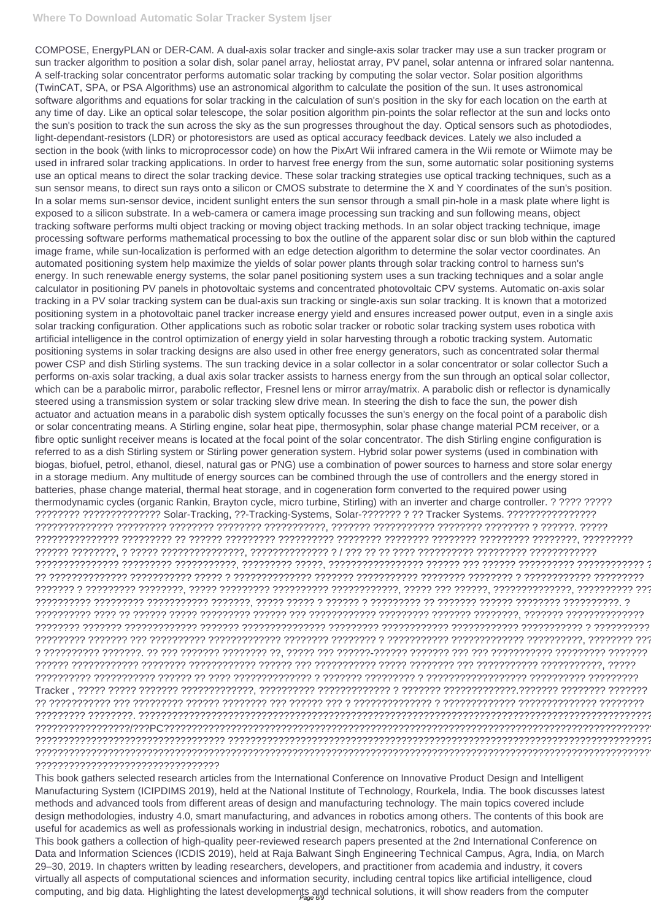COMPOSE, EnergyPLAN or DER-CAM. A dual-axis solar tracker and single-axis solar tracker may use a sun tracker program or sun tracker algorithm to position a solar dish, solar panel array, heliostat array, PV panel, solar antenna or infrared solar nantenna. A self-tracking solar concentrator performs automatic solar tracking by computing the solar vector. Solar position algorithms (TwinCAT, SPA, or PSA Algorithms) use an astronomical algorithm to calculate the position of the sun. It uses astronomical software algorithms and equations for solar tracking in the calculation of sun's position in the sky for each location on the earth at any time of day. Like an optical solar telescope, the solar position algorithm pin-points the solar reflector at the sun and locks onto the sun's position to track the sun across the sky as the sun progresses throughout the day. Optical sensors such as photodiodes, light-dependant-resistors (LDR) or photoresistors are used as optical accuracy feedback devices. Lately we also included a section in the book (with links to microprocessor code) on how the PixArt Wii infrared camera in the Wii remote or Wiimote may be used in infrared solar tracking applications. In order to harvest free energy from the sun, some automatic solar positioning systems use an optical means to direct the solar tracking device. These solar tracking strategies use optical tracking techniques, such as a sun sensor means, to direct sun rays onto a silicon or CMOS substrate to determine the X and Y coordinates of the sun's position. In a solar mems sun-sensor device, incident sunlight enters the sun sensor through a small pin-hole in a mask plate where light is exposed to a silicon substrate. In a web-camera or camera image processing sun tracking and sun following means, object tracking software performs multi object tracking or moving object tracking methods. In an solar object tracking technique, image processing software performs mathematical processing to box the outline of the apparent solar disc or sun blob within the captured image frame, while sun-localization is performed with an edge detection algorithm to determine the solar vector coordinates. An automated positioning system help maximize the yields of solar power plants through solar tracking control to harness sun's energy. In such renewable energy systems, the solar panel positioning system uses a sun tracking techniques and a solar angle calculator in positioning PV panels in photovoltaic systems and concentrated photovoltaic CPV systems. Automatic on-axis solar tracking in a PV solar tracking system can be dual-axis sun tracking or single-axis sun solar tracking. It is known that a motorized positioning system in a photovoltaic panel tracker increase energy yield and ensures increased power output, even in a single axis solar tracking configuration. Other applications such as robotic solar tracker or robotic solar tracking system uses robotica with artificial intelligence in the control optimization of energy yield in solar harvesting through a robotic tracking system. Automatic positioning systems in solar tracking designs are also used in other free energy generators, such as concentrated solar thermal power CSP and dish Stirling systems. The sun tracking device in a solar collector in a solar concentrator or solar collector Such a performs on-axis solar tracking, a dual axis solar tracker assists to harness energy from the sun through an optical solar collector, which can be a parabolic mirror, parabolic reflector, Fresnel lens or mirror array/matrix. A parabolic dish or reflector is dynamically steered using a transmission system or solar tracking slew drive mean. In steering the dish to face the sun, the power dish actuator and actuation means in a parabolic dish system optically focusses the sun's energy on the focal point of a parabolic dish or solar concentrating means. A Stirling engine, solar heat pipe, thermosyphin, solar phase change material PCM receiver, or a fibre optic sunlight receiver means is located at the focal point of the solar concentrator. The dish Stirling engine configuration is referred to as a dish Stirling system or Stirling power generation system. Hybrid solar power systems (used in combination with biogas, biofuel, petrol, ethanol, diesel, natural gas or PNG) use a combination of power sources to harness and store solar energy in a storage medium. Any multitude of energy sources can be combined through the use of controllers and the energy stored in batteries, phase change material, thermal heat storage, and in cogeneration form converted to the required power using thermodynamic cycles (organic Rankin, Brayton cycle, micro turbine, Stirling) with an inverter and charge controller. ? ???? ????? ???????? ?????????????? Solar-Tracking, ??-Tracking-Systems, Solar-??????? ? ?? Tracker Systems. ???????????????? ?????????????? ????????? ???????? ???????? ???????????, ??????? ??????????? ???????? ???????? ? ??????. ????? ??????????????? ????????? ?? ?????? ????????? ?????????? ???????? ???????? ???????? ????????? ????????, ????????? ?????? ????????, ? ????? ???????????????, ?????????????? ? / ??? ?? ?? ???? ?????????? ????????? ???????????? ??????????????? ????????? ???????????, ????????? ?????, ????????????????? ?????? ??? ?????? ????????? ??????????? ?? ?????????????? ??????????? ????? ? ?????????????? ??????? ??????????? ???????? ???????? ? ??????????? ????????? ??????? ? ????????? ????????, ????? ????????? ?????????? ????????????, ????? ??? ??????, ??????????????, ?????????? ?????????? ????????? ??????????? ???????, ????? ????? ? ?????? ? ????????? ?? ??????? ?????? ???????? ??????????. ? ?????????? ???? ?? ?????? ????? ????????? ?????? ??? ???????????? ????????? ??????? ????????, ??????? ?????????????? ???????? ??????? ????????????? ??????? ??????????????? ????????? ???????????? ???????????? ??????????? ? ?????????? ????????? ??????? ??? ?????????? ????????????? ???????? ???????? ? ??????????? ????????????? ??????????, ???????? ??? ? ?????????? ???????. ?? ??? ??????? ???????? ??, ????? ??? ??????-?????? ??????? ??? ??? ??????????? ????????? ??????? ?????? ???????????? ???????? ???????????? ?????? ??? ??????????? ????? ???????? ??? ??????????? ???????????, ????? ?????????? ??????????? ?????? ?? ???? ?????????????? ? ??????? ????????? ? ?????????????????? ?????????? ????????? Tracker , ????? ????? ??????? ?????????????, ?????????? ????????????? ? ??????? ?????????????.??????? ???????? ??????? ?? ??????????? ??? ????????? ?????? ???????? ??? ?????? ??? ? ?????????????? ? ????????????? ?????????????? ???????? ????????? ????????. ????????????????????????????????????????????????????????????????????????????????????????? ??????????????????/???PC????????????????????????????????????????????????????????????????????????????????????????? ???????????????????????????????????? ????????????????????????????????????????????????????????????????????? ????????????????????????????????????????????????????????????????????????????????????????????????????????????????? ??????????????????????????????????

This book gathers selected research articles from the International Conference on Innovative Product Design and Intelligent Manufacturing System (ICIPDIMS 2019), held at the National Institute of Technology, Rourkela, India. The book discusses latest methods and advanced tools from different areas of design and manufacturing technology. The main topics covered include design methodologies, industry 4.0, smart manufacturing, and advances in robotics among others. The contents of this book are useful for academics as well as professionals working in industrial design, mechatronics, robotics, and automation.

This book gathers a collection of high-quality peer-reviewed research papers presented at the 2nd International Conference on Data and Information Sciences (ICDIS 2019), held at Raja Balwant Singh Engineering Technical Campus, Agra, India, on March 29–30, 2019. In chapters written by leading researchers, developers, and practitioner from academia and industry, it covers virtually all aspects of computational sciences and information security, including central topics like artificial intelligence, cloud computing, and big data. Highlighting the latest developments and technical solutions, it will show readers from the computer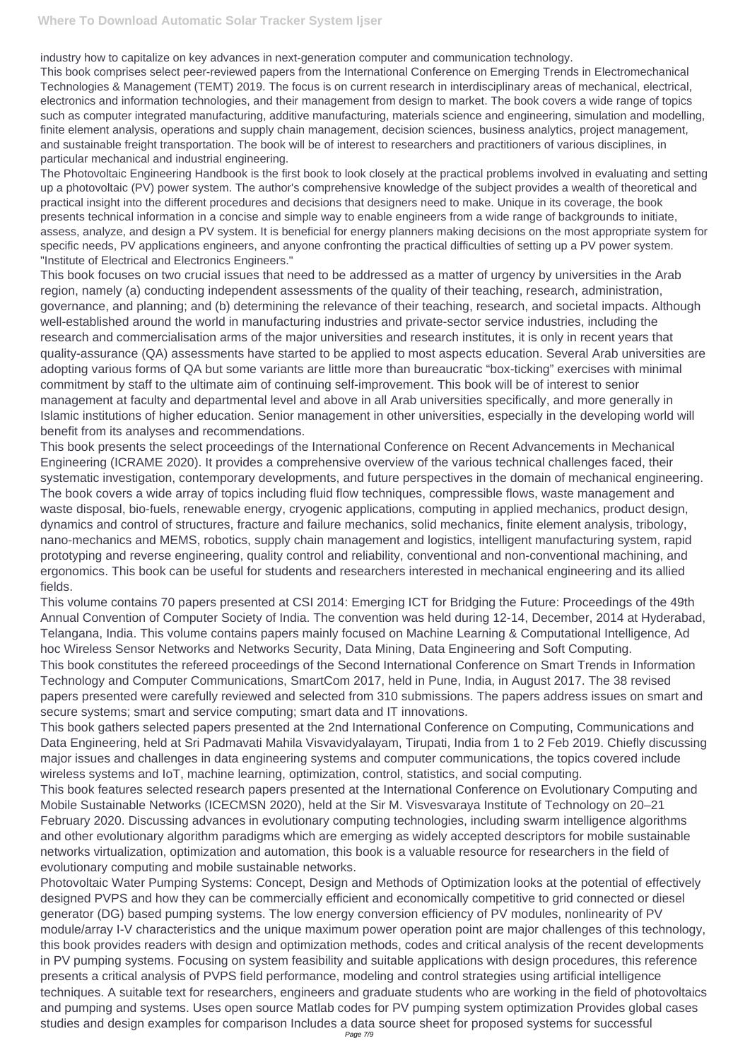industry how to capitalize on key advances in next-generation computer and communication technology.

This book comprises select peer-reviewed papers from the International Conference on Emerging Trends in Electromechanical Technologies & Management (TEMT) 2019. The focus is on current research in interdisciplinary areas of mechanical, electrical, electronics and information technologies, and their management from design to market. The book covers a wide range of topics such as computer integrated manufacturing, additive manufacturing, materials science and engineering, simulation and modelling, finite element analysis, operations and supply chain management, decision sciences, business analytics, project management, and sustainable freight transportation. The book will be of interest to researchers and practitioners of various disciplines, in particular mechanical and industrial engineering.

The Photovoltaic Engineering Handbook is the first book to look closely at the practical problems involved in evaluating and setting up a photovoltaic (PV) power system. The author's comprehensive knowledge of the subject provides a wealth of theoretical and practical insight into the different procedures and decisions that designers need to make. Unique in its coverage, the book presents technical information in a concise and simple way to enable engineers from a wide range of backgrounds to initiate, assess, analyze, and design a PV system. It is beneficial for energy planners making decisions on the most appropriate system for specific needs, PV applications engineers, and anyone confronting the practical difficulties of setting up a PV power system. "Institute of Electrical and Electronics Engineers."

This book focuses on two crucial issues that need to be addressed as a matter of urgency by universities in the Arab region, namely (a) conducting independent assessments of the quality of their teaching, research, administration, governance, and planning; and (b) determining the relevance of their teaching, research, and societal impacts. Although well-established around the world in manufacturing industries and private-sector service industries, including the research and commercialisation arms of the major universities and research institutes, it is only in recent years that quality-assurance (QA) assessments have started to be applied to most aspects education. Several Arab universities are adopting various forms of QA but some variants are little more than bureaucratic "box-ticking" exercises with minimal commitment by staff to the ultimate aim of continuing self-improvement. This book will be of interest to senior management at faculty and departmental level and above in all Arab universities specifically, and more generally in Islamic institutions of higher education. Senior management in other universities, especially in the developing world will benefit from its analyses and recommendations.

This book presents the select proceedings of the International Conference on Recent Advancements in Mechanical Engineering (ICRAME 2020). It provides a comprehensive overview of the various technical challenges faced, their systematic investigation, contemporary developments, and future perspectives in the domain of mechanical engineering. The book covers a wide array of topics including fluid flow techniques, compressible flows, waste management and waste disposal, bio-fuels, renewable energy, cryogenic applications, computing in applied mechanics, product design, dynamics and control of structures, fracture and failure mechanics, solid mechanics, finite element analysis, tribology, nano-mechanics and MEMS, robotics, supply chain management and logistics, intelligent manufacturing system, rapid prototyping and reverse engineering, quality control and reliability, conventional and non-conventional machining, and ergonomics. This book can be useful for students and researchers interested in mechanical engineering and its allied fields.

This volume contains 70 papers presented at CSI 2014: Emerging ICT for Bridging the Future: Proceedings of the 49th Annual Convention of Computer Society of India. The convention was held during 12-14, December, 2014 at Hyderabad, Telangana, India. This volume contains papers mainly focused on Machine Learning & Computational Intelligence, Ad hoc Wireless Sensor Networks and Networks Security, Data Mining, Data Engineering and Soft Computing.

This book constitutes the refereed proceedings of the Second International Conference on Smart Trends in Information Technology and Computer Communications, SmartCom 2017, held in Pune, India, in August 2017. The 38 revised papers presented were carefully reviewed and selected from 310 submissions. The papers address issues on smart and secure systems; smart and service computing; smart data and IT innovations.

This book gathers selected papers presented at the 2nd International Conference on Computing, Communications and Data Engineering, held at Sri Padmavati Mahila Visvavidyalayam, Tirupati, India from 1 to 2 Feb 2019. Chiefly discussing major issues and challenges in data engineering systems and computer communications, the topics covered include wireless systems and IoT, machine learning, optimization, control, statistics, and social computing.

This book features selected research papers presented at the International Conference on Evolutionary Computing and Mobile Sustainable Networks (ICECMSN 2020), held at the Sir M. Visvesvaraya Institute of Technology on 20–21 February 2020. Discussing advances in evolutionary computing technologies, including swarm intelligence algorithms and other evolutionary algorithm paradigms which are emerging as widely accepted descriptors for mobile sustainable networks virtualization, optimization and automation, this book is a valuable resource for researchers in the field of evolutionary computing and mobile sustainable networks.

Photovoltaic Water Pumping Systems: Concept, Design and Methods of Optimization looks at the potential of effectively designed PVPS and how they can be commercially efficient and economically competitive to grid connected or diesel generator (DG) based pumping systems. The low energy conversion efficiency of PV modules, nonlinearity of PV module/array I-V characteristics and the unique maximum power operation point are major challenges of this technology, this book provides readers with design and optimization methods, codes and critical analysis of the recent developments in PV pumping systems. Focusing on system feasibility and suitable applications with design procedures, this reference presents a critical analysis of PVPS field performance, modeling and control strategies using artificial intelligence techniques. A suitable text for researchers, engineers and graduate students who are working in the field of photovoltaics and pumping and systems. Uses open source Matlab codes for PV pumping system optimization Provides global cases studies and design examples for comparison Includes a data source sheet for proposed systems for successful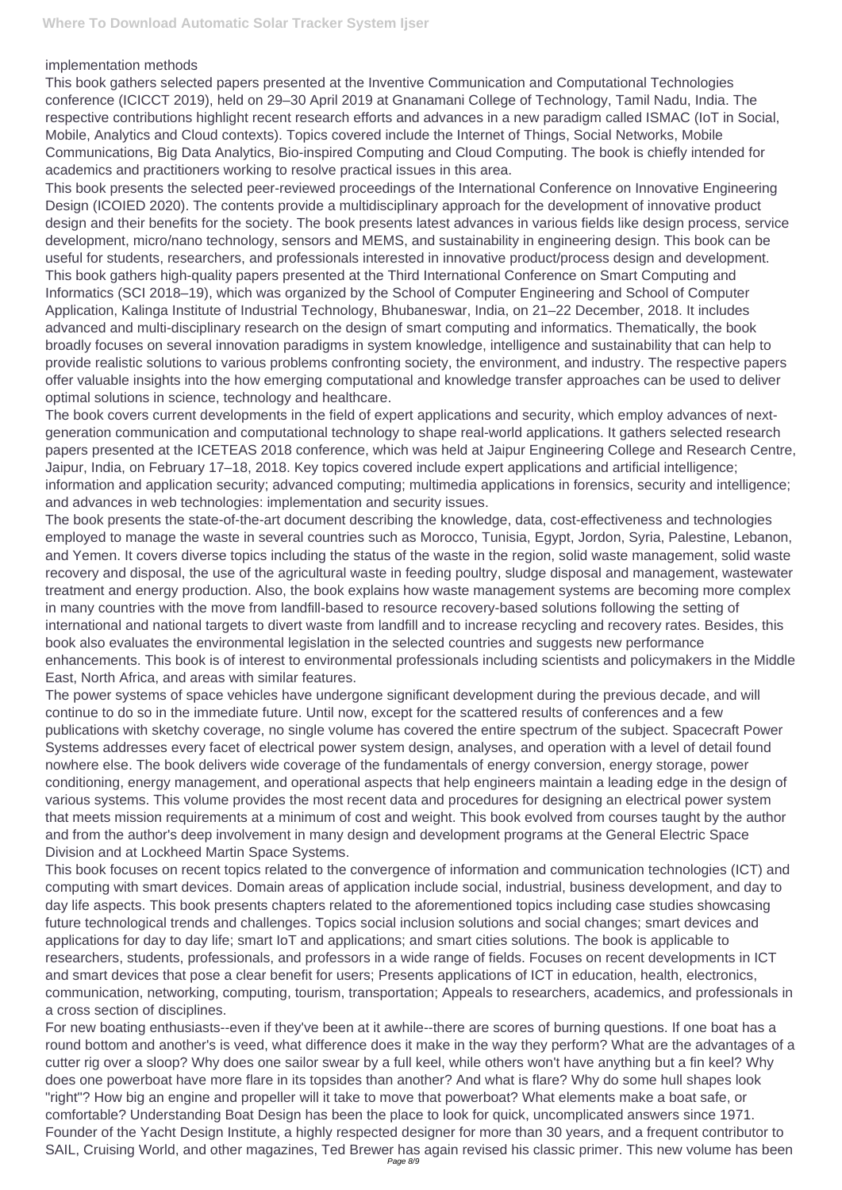implementation methods

This book gathers selected papers presented at the Inventive Communication and Computational Technologies conference (ICICCT 2019), held on 29–30 April 2019 at Gnanamani College of Technology, Tamil Nadu, India. The respective contributions highlight recent research efforts and advances in a new paradigm called ISMAC (IoT in Social, Mobile, Analytics and Cloud contexts). Topics covered include the Internet of Things, Social Networks, Mobile Communications, Big Data Analytics, Bio-inspired Computing and Cloud Computing. The book is chiefly intended for academics and practitioners working to resolve practical issues in this area.

This book presents the selected peer-reviewed proceedings of the International Conference on Innovative Engineering Design (ICOIED 2020). The contents provide a multidisciplinary approach for the development of innovative product design and their benefits for the society. The book presents latest advances in various fields like design process, service development, micro/nano technology, sensors and MEMS, and sustainability in engineering design. This book can be useful for students, researchers, and professionals interested in innovative product/process design and development.

This book gathers high-quality papers presented at the Third International Conference on Smart Computing and Informatics (SCI 2018–19), which was organized by the School of Computer Engineering and School of Computer Application, Kalinga Institute of Industrial Technology, Bhubaneswar, India, on 21–22 December, 2018. It includes advanced and multi-disciplinary research on the design of smart computing and informatics. Thematically, the book broadly focuses on several innovation paradigms in system knowledge, intelligence and sustainability that can help to provide realistic solutions to various problems confronting society, the environment, and industry. The respective papers offer valuable insights into the how emerging computational and knowledge transfer approaches can be used to deliver optimal solutions in science, technology and healthcare.

The book covers current developments in the field of expert applications and security, which employ advances of next-generation communication and computational technology to shape real-world applications. It gathers selected research papers presented at the ICETEAS 2018 conference, which was held at Jaipur Engineering College and Research Centre, Jaipur, India, on February 17–18, 2018. Key topics covered include expert applications and artificial intelligence; information and application security; advanced computing; multimedia applications in forensics, security and intelligence; and advances in web technologies: implementation and security issues.

The book presents the state-of-the-art document describing the knowledge, data, cost-effectiveness and technologies employed to manage the waste in several countries such as Morocco, Tunisia, Egypt, Jordon, Syria, Palestine, Lebanon, and Yemen. It covers diverse topics including the status of the waste in the region, solid waste management, solid waste recovery and disposal, the use of the agricultural waste in feeding poultry, sludge disposal and management, wastewater treatment and energy production. Also, the book explains how waste management systems are becoming more complex in many countries with the move from landfill-based to resource recovery-based solutions following the setting of international and national targets to divert waste from landfill and to increase recycling and recovery rates. Besides, this book also evaluates the environmental legislation in the selected countries and suggests new performance enhancements. This book is of interest to environmental professionals including scientists and policymakers in the Middle East, North Africa, and areas with similar features.

The power systems of space vehicles have undergone significant development during the previous decade, and will continue to do so in the immediate future. Until now, except for the scattered results of conferences and a few publications with sketchy coverage, no single volume has covered the entire spectrum of the subject. Spacecraft Power Systems addresses every facet of electrical power system design, analyses, and operation with a level of detail found nowhere else. The book delivers wide coverage of the fundamentals of energy conversion, energy storage, power conditioning, energy management, and operational aspects that help engineers maintain a leading edge in the design of various systems. This volume provides the most recent data and procedures for designing an electrical power system that meets mission requirements at a minimum of cost and weight. This book evolved from courses taught by the author and from the author's deep involvement in many design and development programs at the General Electric Space Division and at Lockheed Martin Space Systems.

This book focuses on recent topics related to the convergence of information and communication technologies (ICT) and computing with smart devices. Domain areas of application include social, industrial, business development, and day to day life aspects. This book presents chapters related to the aforementioned topics including case studies showcasing future technological trends and challenges. Topics social inclusion solutions and social changes; smart devices and applications for day to day life; smart IoT and applications; and smart cities solutions. The book is applicable to researchers, students, professionals, and professors in a wide range of fields. Focuses on recent developments in ICT and smart devices that pose a clear benefit for users; Presents applications of ICT in education, health, electronics, communication, networking, computing, tourism, transportation; Appeals to researchers, academics, and professionals in a cross section of disciplines.

For new boating enthusiasts--even if they've been at it awhile--there are scores of burning questions. If one boat has a round bottom and another's is veed, what difference does it make in the way they perform? What are the advantages of a cutter rig over a sloop? Why does one sailor swear by a full keel, while others won't have anything but a fin keel? Why does one powerboat have more flare in its topsides than another? And what is flare? Why do some hull shapes look "right"? How big an engine and propeller will it take to move that powerboat? What elements make a boat safe, or comfortable? Understanding Boat Design has been the place to look for quick, uncomplicated answers since 1971. Founder of the Yacht Design Institute, a highly respected designer for more than 30 years, and a frequent contributor to SAIL, Cruising World, and other magazines, Ted Brewer has again revised his classic primer. This new volume has been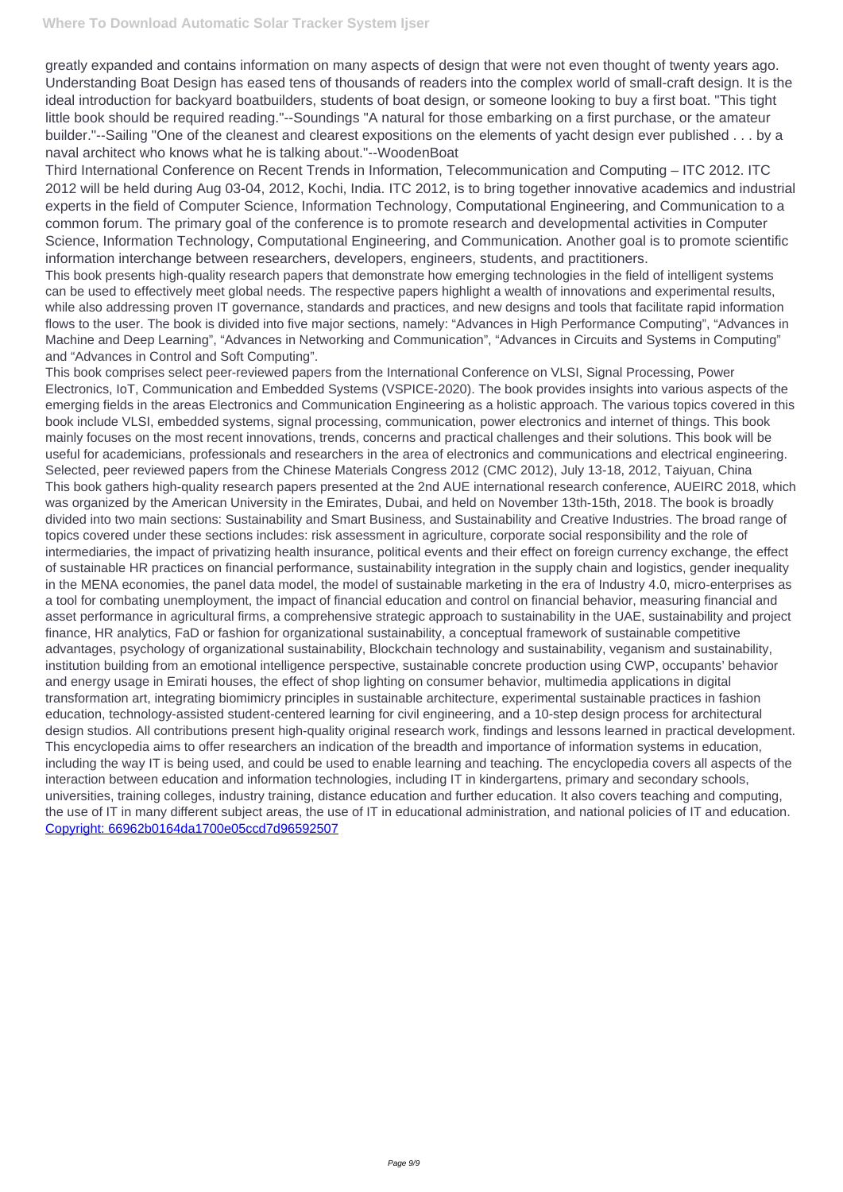greatly expanded and contains information on many aspects of design that were not even thought of twenty years ago. Understanding Boat Design has eased tens of thousands of readers into the complex world of small-craft design. It is the ideal introduction for backyard boatbuilders, students of boat design, or someone looking to buy a first boat. "This tight little book should be required reading."--Soundings "A natural for those embarking on a first purchase, or the amateur builder."--Sailing "One of the cleanest and clearest expositions on the elements of yacht design ever published . . . by a naval architect who knows what he is talking about."--WoodenBoat

Third International Conference on Recent Trends in Information, Telecommunication and Computing – ITC 2012. ITC 2012 will be held during Aug 03-04, 2012, Kochi, India. ITC 2012, is to bring together innovative academics and industrial experts in the field of Computer Science, Information Technology, Computational Engineering, and Communication to a common forum. The primary goal of the conference is to promote research and developmental activities in Computer Science, Information Technology, Computational Engineering, and Communication. Another goal is to promote scientific information interchange between researchers, developers, engineers, students, and practitioners.

This book presents high-quality research papers that demonstrate how emerging technologies in the field of intelligent systems can be used to effectively meet global needs. The respective papers highlight a wealth of innovations and experimental results, while also addressing proven IT governance, standards and practices, and new designs and tools that facilitate rapid information flows to the user. The book is divided into five major sections, namely: "Advances in High Performance Computing", "Advances in Machine and Deep Learning", "Advances in Networking and Communication", "Advances in Circuits and Systems in Computing" and "Advances in Control and Soft Computing".

This book comprises select peer-reviewed papers from the International Conference on VLSI, Signal Processing, Power Electronics, IoT, Communication and Embedded Systems (VSPICE-2020). The book provides insights into various aspects of the emerging fields in the areas Electronics and Communication Engineering as a holistic approach. The various topics covered in this book include VLSI, embedded systems, signal processing, communication, power electronics and internet of things. This book mainly focuses on the most recent innovations, trends, concerns and practical challenges and their solutions. This book will be useful for academicians, professionals and researchers in the area of electronics and communications and electrical engineering.

Selected, peer reviewed papers from the Chinese Materials Congress 2012 (CMC 2012), July 13-18, 2012, Taiyuan, China

This book gathers high-quality research papers presented at the 2nd AUE international research conference, AUEIRC 2018, which was organized by the American University in the Emirates, Dubai, and held on November 13th-15th, 2018. The book is broadly divided into two main sections: Sustainability and Smart Business, and Sustainability and Creative Industries. The broad range of topics covered under these sections includes: risk assessment in agriculture, corporate social responsibility and the role of intermediaries, the impact of privatizing health insurance, political events and their effect on foreign currency exchange, the effect of sustainable HR practices on financial performance, sustainability integration in the supply chain and logistics, gender inequality in the MENA economies, the panel data model, the model of sustainable marketing in the era of Industry 4.0, micro-enterprises as a tool for combating unemployment, the impact of financial education and control on financial behavior, measuring financial and asset performance in agricultural firms, a comprehensive strategic approach to sustainability in the UAE, sustainability and project finance, HR analytics, FaD or fashion for organizational sustainability, a conceptual framework of sustainable competitive advantages, psychology of organizational sustainability, Blockchain technology and sustainability, veganism and sustainability, institution building from an emotional intelligence perspective, sustainable concrete production using CWP, occupants' behavior and energy usage in Emirati houses, the effect of shop lighting on consumer behavior, multimedia applications in digital transformation art, integrating biomimicry principles in sustainable architecture, experimental sustainable practices in fashion education, technology-assisted student-centered learning for civil engineering, and a 10-step design process for architectural design studios. All contributions present high-quality original research work, findings and lessons learned in practical development.

This encyclopedia aims to offer researchers an indication of the breadth and importance of information systems in education, including the way IT is being used, and could be used to enable learning and teaching. The encyclopedia covers all aspects of the interaction between education and information technologies, including IT in kindergartens, primary and secondary schools, universities, training colleges, industry training, distance education and further education. It also covers teaching and computing, the use of IT in many different subject areas, the use of IT in educational administration, and national policies of IT and education.

Copyright: 66962b0164da1700e05ccd7d96592507